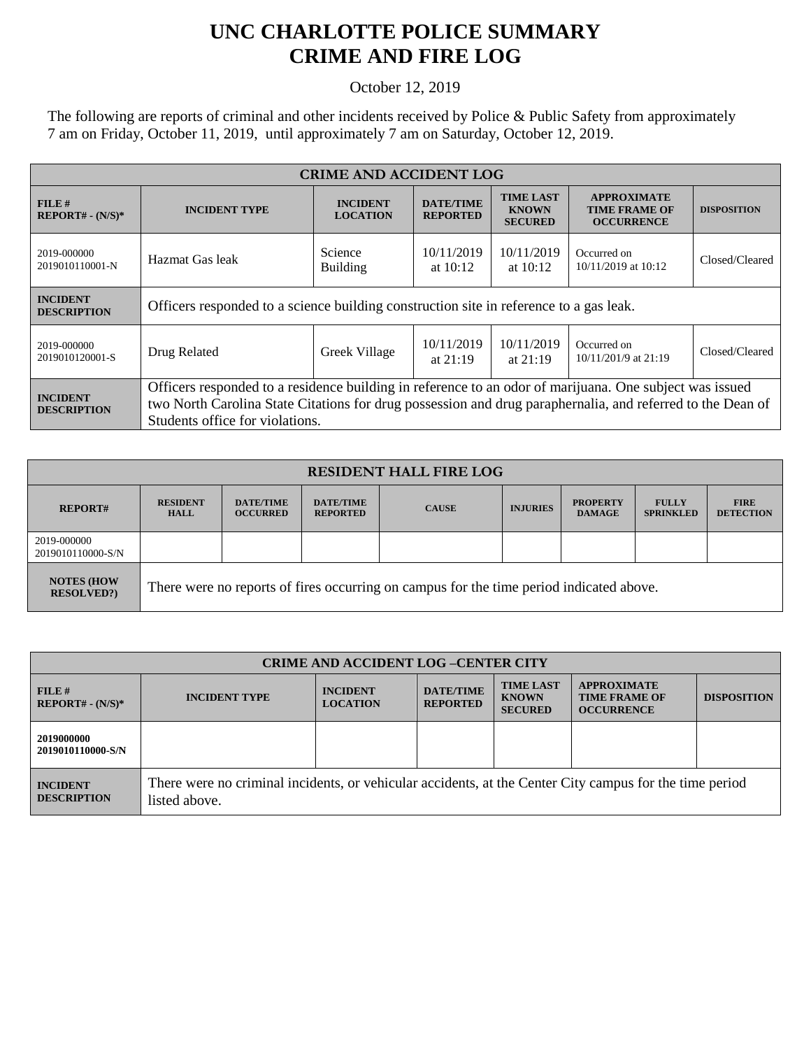# UNC CHARLOTTE POLICE SUMMARY
# CRIME AND FIRE LOG

October 12, 2019

The following are reports of criminal and other incidents received by Police & Public Safety from approximately 7 am on Friday, October 11, 2019, until approximately 7 am on Saturday, October 12, 2019.

| CRIME AND ACCIDENT LOG | | | | | | |
|---|---|---|---|---|---|---|
| **FILE # REPORT# - (N/S)*** | **INCIDENT TYPE** | **INCIDENT LOCATION** | **DATE/TIME REPORTED** | **TIME LAST KNOWN SECURED** | **APPROXIMATE TIME FRAME OF OCCURRENCE** | **DISPOSITION** |
| 2019-000000 2019010110001-N | Hazmat Gas leak | Science Building | 10/11/2019 at 10:12 | 10/11/2019 at 10:12 | Occurred on 10/11/2019 at 10:12 | Closed/Cleared |
| **INCIDENT DESCRIPTION** | Officers responded to a science building construction site in reference to a gas leak. | | | | | |
| 2019-000000 2019010120001-S | Drug Related | Greek Village | 10/11/2019 at 21:19 | 10/11/2019 at 21:19 | Occurred on 10/11/201/9 at 21:19 | Closed/Cleared |
| **INCIDENT DESCRIPTION** | Officers responded to a residence building in reference to an odor of marijuana. One subject was issued two North Carolina State Citations for drug possession and drug paraphernalia, and referred to the Dean of Students office for violations. | | | | | |

| RESIDENT HALL FIRE LOG | | | | | | | | |
|---|---|---|---|---|---|---|---|---|
| **REPORT#** | **RESIDENT HALL** | **DATE/TIME OCCURRED** | **DATE/TIME REPORTED** | **CAUSE** | **INJURIES** | **PROPERTY DAMAGE** | **FULLY SPRINKLED** | **FIRE DETECTION** |
| 2019-000000 2019010110000-S/N | | | | | | | | |
| **NOTES (HOW RESOLVED?)** | There were no reports of fires occurring on campus for the time period indicated above. | | | | | | | |

| CRIME AND ACCIDENT LOG –CENTER CITY | | | | | | |
|---|---|---|---|---|---|---|
| **FILE # REPORT# - (N/S)*** | **INCIDENT TYPE** | **INCIDENT LOCATION** | **DATE/TIME REPORTED** | **TIME LAST KNOWN SECURED** | **APPROXIMATE TIME FRAME OF OCCURRENCE** | **DISPOSITION** |
| **2019000000 2019010110000-S/N** | | | | | | |
| **INCIDENT DESCRIPTION** | There were no criminal incidents, or vehicular accidents, at the Center City campus for the time period listed above. | | | | | |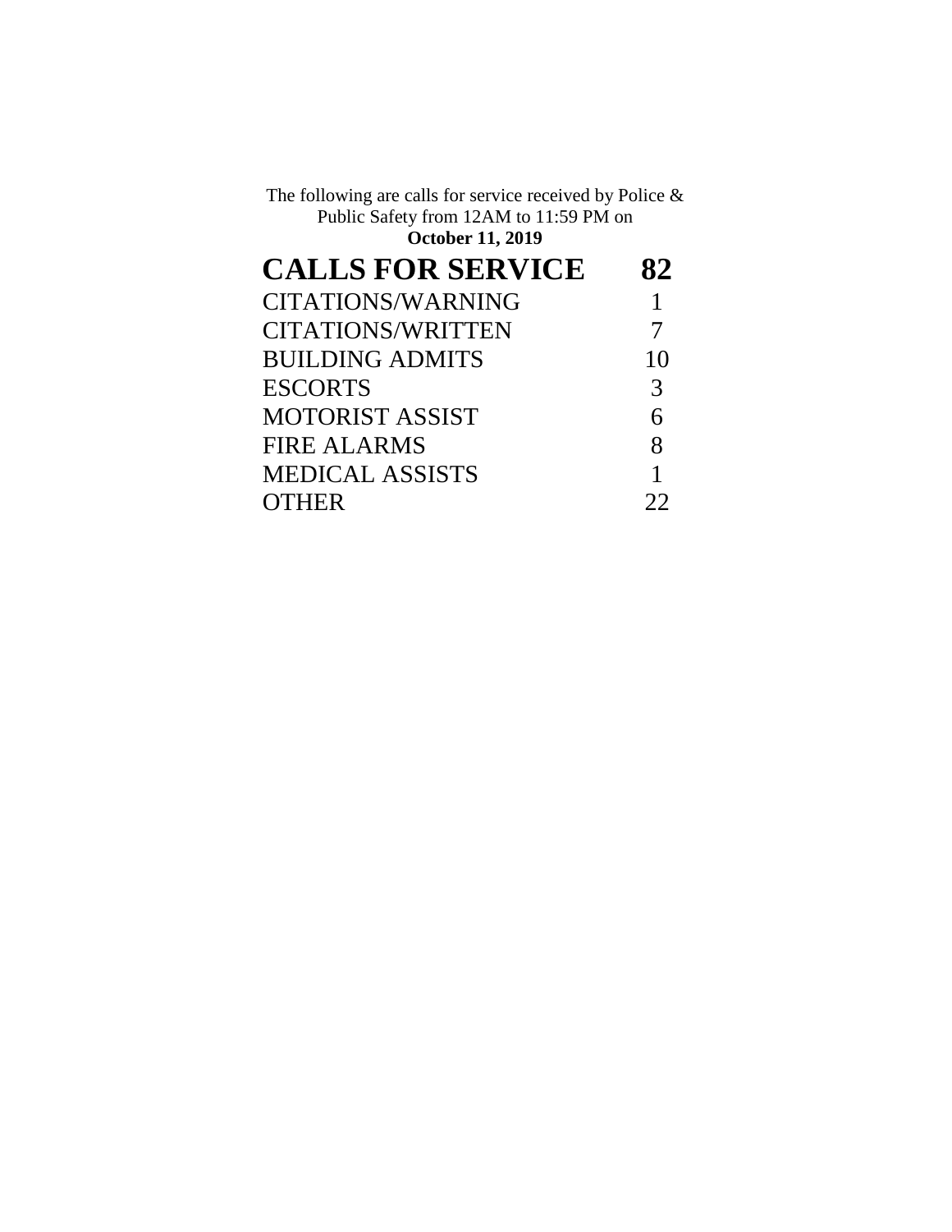The following are calls for service received by Police & Public Safety from 12AM to 11:59 PM on

**October 11, 2019**

| | |
|---|---|
| **CALLS FOR SERVICE** | **82** |
| CITATIONS/WARNING | 1 |
| CITATIONS/WRITTEN | 7 |
| BUILDING ADMITS | 10 |
| ESCORTS | 3 |
| MOTORIST ASSIST | 6 |
| FIRE ALARMS | 8 |
| MEDICAL ASSISTS | 1 |
| OTHER | 22 |